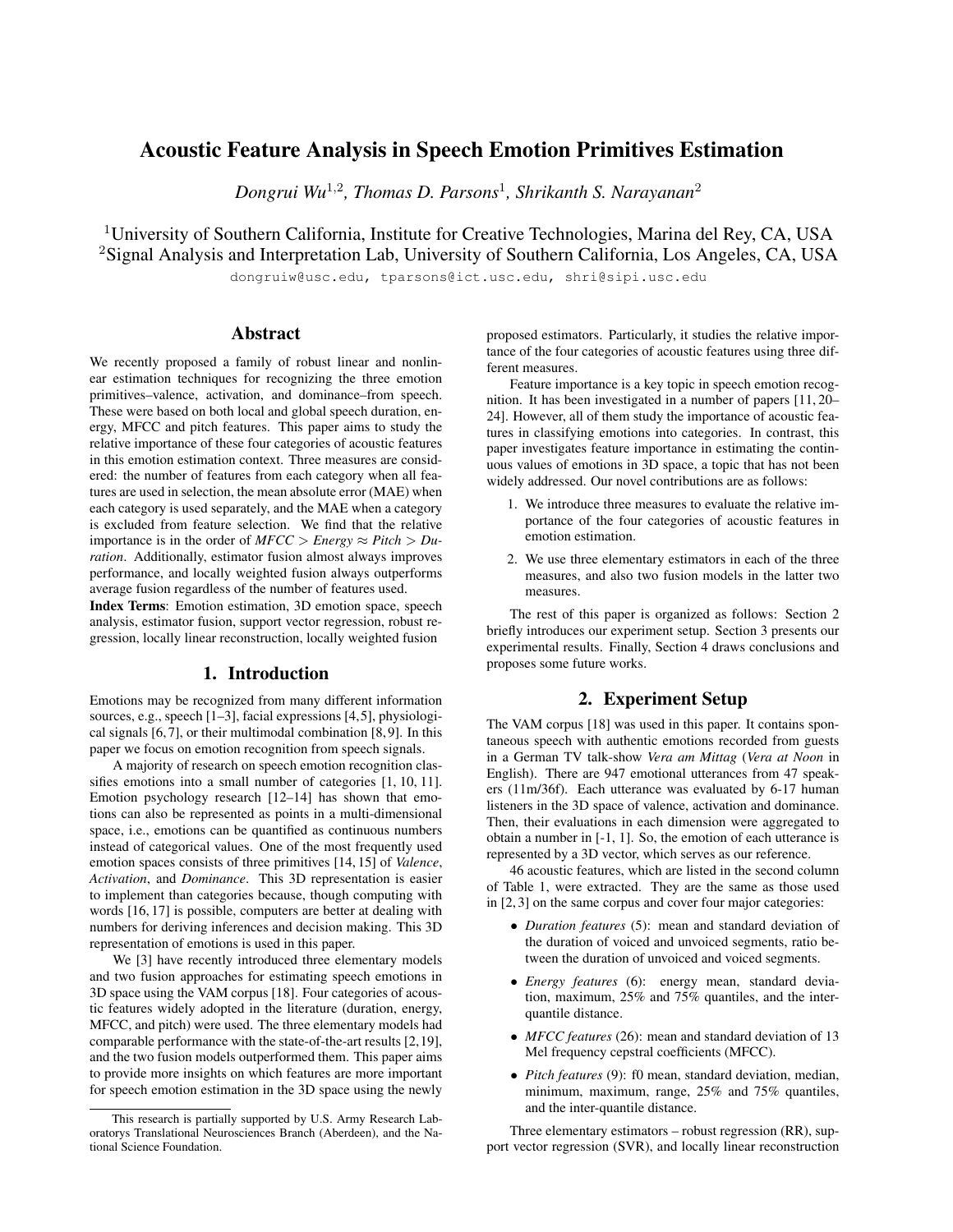# Acoustic Feature Analysis in Speech Emotion Primitives Estimation

*Dongrui Wu*[1,2]*, Thomas D. Parsons*[1]*, Shrikanth S. Narayanan*[2]

[1]University of Southern California, Institute for Creative Technologies, Marina del Rey, CA, USA
[2]Signal Analysis and Interpretation Lab, University of Southern California, Los Angeles, CA, USA

dongruiw@usc.edu, tparsons@ict.usc.edu, shri@sipi.usc.edu

## Abstract

We recently proposed a family of robust linear and nonlinear estimation techniques for recognizing the three emotion primitives–valence, activation, and dominance–from speech. These were based on both local and global speech duration, energy, MFCC and pitch features. This paper aims to study the relative importance of these four categories of acoustic features in this emotion estimation context. Three measures are considered: the number of features from each category when all features are used in selection, the mean absolute error (MAE) when each category is used separately, and the MAE when a category is excluded from feature selection. We find that the relative importance is in the order of *MFCC > Energy ≈ Pitch > Duration*. Additionally, estimator fusion almost always improves performance, and locally weighted fusion always outperforms average fusion regardless of the number of features used.

**Index Terms**: Emotion estimation, 3D emotion space, speech analysis, estimator fusion, support vector regression, robust regression, locally linear reconstruction, locally weighted fusion

## 1. Introduction

Emotions may be recognized from many different information sources, e.g., speech [1–3], facial expressions [4,5], physiological signals [6,7], or their multimodal combination [8,9]. In this paper we focus on emotion recognition from speech signals.

A majority of research on speech emotion recognition classifies emotions into a small number of categories [1, 10, 11]. Emotion psychology research [12–14] has shown that emotions can also be represented as points in a multi-dimensional space, i.e., emotions can be quantified as continuous numbers instead of categorical values. One of the most frequently used emotion spaces consists of three primitives [14, 15] of *Valence*, *Activation*, and *Dominance*. This 3D representation is easier to implement than categories because, though computing with words [16, 17] is possible, computers are better at dealing with numbers for deriving inferences and decision making. This 3D representation of emotions is used in this paper.

We [3] have recently introduced three elementary models and two fusion approaches for estimating speech emotions in 3D space using the VAM corpus [18]. Four categories of acoustic features widely adopted in the literature (duration, energy, MFCC, and pitch) were used. The three elementary models had comparable performance with the state-of-the-art results [2,19], and the two fusion models outperformed them. This paper aims to provide more insights on which features are more important for speech emotion estimation in the 3D space using the newly proposed estimators. Particularly, it studies the relative importance of the four categories of acoustic features using three different measures.

Feature importance is a key topic in speech emotion recognition. It has been investigated in a number of papers [11, 20–24]. However, all of them study the importance of acoustic features in classifying emotions into categories. In contrast, this paper investigates feature importance in estimating the continuous values of emotions in 3D space, a topic that has not been widely addressed. Our novel contributions are as follows:

1. We introduce three measures to evaluate the relative importance of the four categories of acoustic features in emotion estimation.
2. We use three elementary estimators in each of the three measures, and also two fusion models in the latter two measures.

The rest of this paper is organized as follows: Section 2 briefly introduces our experiment setup. Section 3 presents our experimental results. Finally, Section 4 draws conclusions and proposes some future works.

## 2. Experiment Setup

The VAM corpus [18] was used in this paper. It contains spontaneous speech with authentic emotions recorded from guests in a German TV talk-show *Vera am Mittag* (*Vera at Noon* in English). There are 947 emotional utterances from 47 speakers (11m/36f). Each utterance was evaluated by 6-17 human listeners in the 3D space of valence, activation and dominance. Then, their evaluations in each dimension were aggregated to obtain a number in [-1, 1]. So, the emotion of each utterance is represented by a 3D vector, which serves as our reference.

46 acoustic features, which are listed in the second column of Table 1, were extracted. They are the same as those used in [2, 3] on the same corpus and cover four major categories:

- *Duration features* (5): mean and standard deviation of the duration of voiced and unvoiced segments, ratio between the duration of unvoiced and voiced segments.
- *Energy features* (6): energy mean, standard deviation, maximum, 25% and 75% quantiles, and the inter-quantile distance.
- *MFCC features* (26): mean and standard deviation of 13 Mel frequency cepstral coefficients (MFCC).
- *Pitch features* (9): f0 mean, standard deviation, median, minimum, maximum, range, 25% and 75% quantiles, and the inter-quantile distance.

Three elementary estimators – robust regression (RR), support vector regression (SVR), and locally linear reconstruction

---

This research is partially supported by U.S. Army Research Laboratorys Translational Neurosciences Branch (Aberdeen), and the National Science Foundation.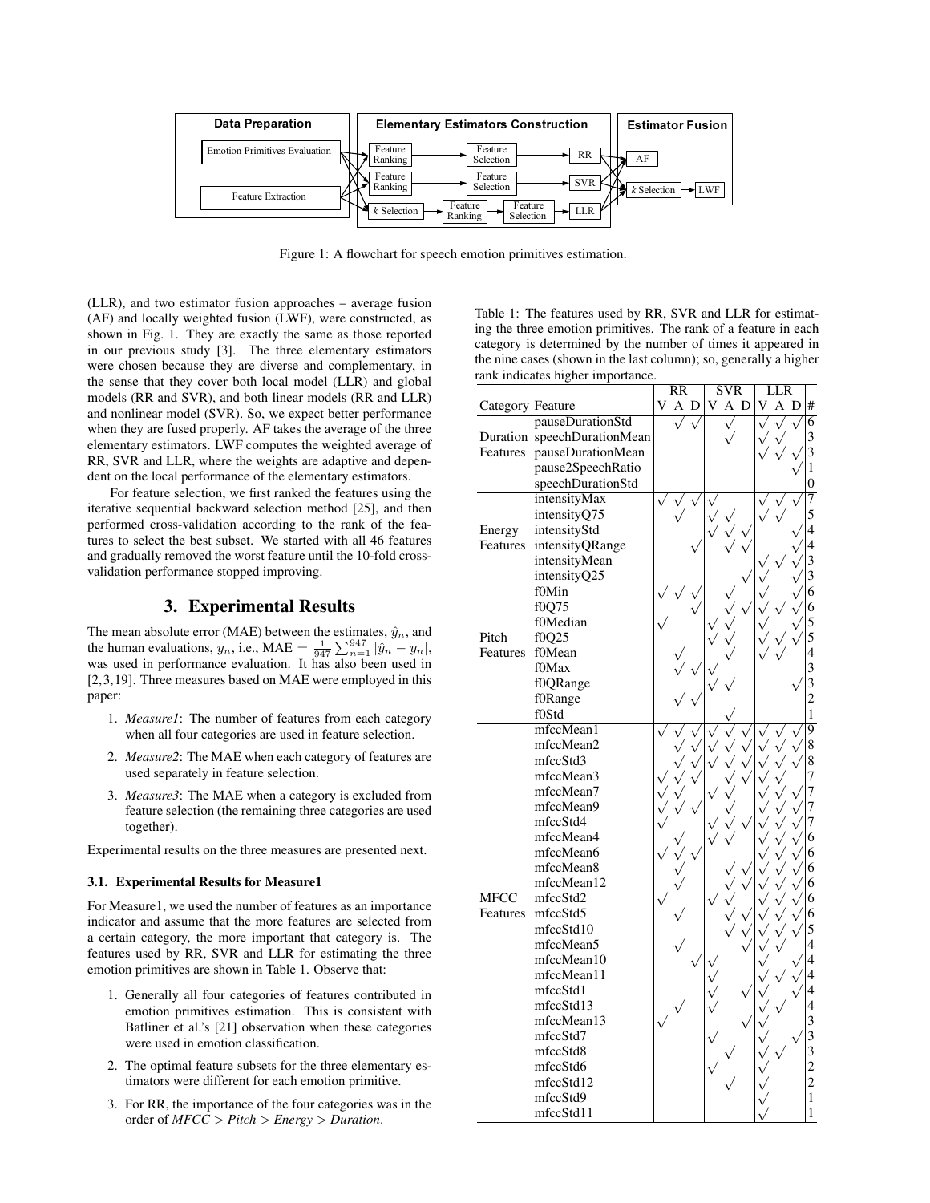Figure 1: A flowchart for speech emotion primitives estimation.

(LLR), and two estimator fusion approaches – average fusion (AF) and locally weighted fusion (LWF), were constructed, as shown in Fig. 1. They are exactly the same as those reported in our previous study [3]. The three elementary estimators were chosen because they are diverse and complementary, in the sense that they cover both local model (LLR) and global models (RR and SVR), and both linear models (RR and LLR) and nonlinear model (SVR). So, we expect better performance when they are fused properly. AF takes the average of the three elementary estimators. LWF computes the weighted average of RR, SVR and LLR, where the weights are adaptive and dependent on the local performance of the elementary estimators.

For feature selection, we first ranked the features using the iterative sequential backward selection method [25], and then performed cross-validation according to the rank of the features to select the best subset. We started with all 46 features and gradually removed the worst feature until the 10-fold cross-validation performance stopped improving.

## 3. Experimental Results

The mean absolute error (MAE) between the estimates, $\hat{y}_n$, and the human evaluations, $y_n$, i.e., $\text{MAE} = \frac{1}{947}\sum_{n=1}^{947}|\hat{y}_n - y_n|$, was used in performance evaluation. It has also been used in [2,3,19]. Three measures based on MAE were employed in this paper:

1. *Measure1*: The number of features from each category when all four categories are used in feature selection.
2. *Measure2*: The MAE when each category of features are used separately in feature selection.
3. *Measure3*: The MAE when a category is excluded from feature selection (the remaining three categories are used together).

Experimental results on the three measures are presented next.

### 3.1. Experimental Results for Measure1

For Measure1, we used the number of features as an importance indicator and assume that the more features are selected from a certain category, the more important that category is. The features used by RR, SVR and LLR for estimating the three emotion primitives are shown in Table 1. Observe that:

1. Generally all four categories of features contributed in emotion primitives estimation. This is consistent with Batliner et al.'s [21] observation when these categories were used in emotion classification.
2. The optimal feature subsets for the three elementary estimators were different for each emotion primitive.
3. For RR, the importance of the four categories was in the order of *MFCC > Pitch > Energy > Duration*.

Table 1: The features used by RR, SVR and LLR for estimating the three emotion primitives. The rank of a feature in each category is determined by the number of times it appeared in the nine cases (shown in the last column); so, generally a higher rank indicates higher importance.

| | | RR | | | SVR | | | LLR | | | |
|---|---|---|---|---|---|---|---|---|---|---|---|
| Category | Feature | V | A | D | V | A | D | V | A | D | # |
| Duration Features | pauseDurationStd | | √ | √ | | √ | | √ | √ | √ | 6 |
| | speechDurationMean | | | | | √ | | √ | √ | | 3 |
| | pauseDurationMean | | | | | | | √ | √ | √ | 3 |
| | pause2SpeechRatio | | | | | | | | | √ | 1 |
| | speechDurationStd | | | | | | | | | | 0 |
| Energy Features | intensityMax | √ | √ | √ | √ | | | √ | √ | √ | 7 |
| | intensityQ75 | | √ | | √ | √ | | √ | √ | | 5 |
| | intensityStd | | | | √ | √ | √ | | | √ | 4 |
| | intensityQRange | | | √ | | √ | √ | | | √ | 4 |
| | intensityMean | | | | | | | √ | √ | √ | 3 |
| | intensityQ25 | | | | | | √ | √ | | √ | 3 |
| Pitch Features | f0Min | √ | √ | √ | | √ | | √ | | √ | 6 |
| | f0Q75 | | | √ | | √ | √ | √ | √ | √ | 6 |
| | f0Median | √ | | | √ | √ | | √ | | √ | 5 |
| | f0Q25 | | | | √ | √ | | √ | √ | √ | 5 |
| | f0Mean | | √ | | | √ | | √ | √ | | 4 |
| | f0Max | | √ | √ | √ | | | | | | 3 |
| | f0QRange | | | | √ | √ | | | | √ | 3 |
| | f0Range | | √ | √ | | | | | | | 2 |
| | f0Std | | | | | √ | | | | | 1 |
| MFCC Features | mfccMean1 | √ | √ | √ | √ | √ | √ | √ | √ | √ | 9 |
| | mfccMean2 | | √ | √ | √ | √ | √ | √ | √ | √ | 8 |
| | mfccStd3 | | √ | √ | √ | √ | √ | √ | √ | √ | 8 |
| | mfccMean3 | √ | √ | √ | | √ | √ | √ | √ | | 7 |
| | mfccMean7 | √ | √ | | √ | √ | | √ | √ | √ | 7 |
| | mfccMean9 | √ | √ | √ | | √ | | √ | √ | √ | 7 |
| | mfccStd4 | √ | | | √ | √ | √ | √ | √ | √ | 7 |
| | mfccMean4 | | √ | | √ | √ | | √ | √ | √ | 6 |
| | mfccMean6 | √ | √ | √ | | | | √ | √ | √ | 6 |
| | mfccMean8 | | √ | | | √ | √ | √ | √ | √ | 6 |
| | mfccMean12 | | √ | | | √ | √ | √ | √ | √ | 6 |
| | mfccStd2 | √ | | | √ | √ | | √ | √ | √ | 6 |
| | mfccStd5 | | √ | | | √ | √ | √ | √ | √ | 6 |
| | mfccStd10 | | | | | √ | √ | √ | √ | √ | 5 |
| | mfccMean5 | | √ | | | | √ | √ | √ | | 4 |
| | mfccMean10 | | | √ | √ | | | √ | | √ | 4 |
| | mfccMean11 | | | | √ | | | √ | √ | √ | 4 |
| | mfccStd1 | | | | √ | | √ | √ | | √ | 4 |
| | mfccStd13 | | √ | | √ | | | √ | √ | | 4 |
| | mfccMean13 | √ | | | | | √ | √ | | | 3 |
| | mfccStd7 | | | | √ | | | √ | | √ | 3 |
| | mfccStd8 | | | | | √ | | √ | √ | | 3 |
| | mfccStd6 | | | | √ | | | √ | | | 2 |
| | mfccStd12 | | | | | √ | | √ | | | 2 |
| | mfccStd9 | | | | | | | √ | | | 1 |
| | mfccStd11 | | | | | | | √ | | | 1 |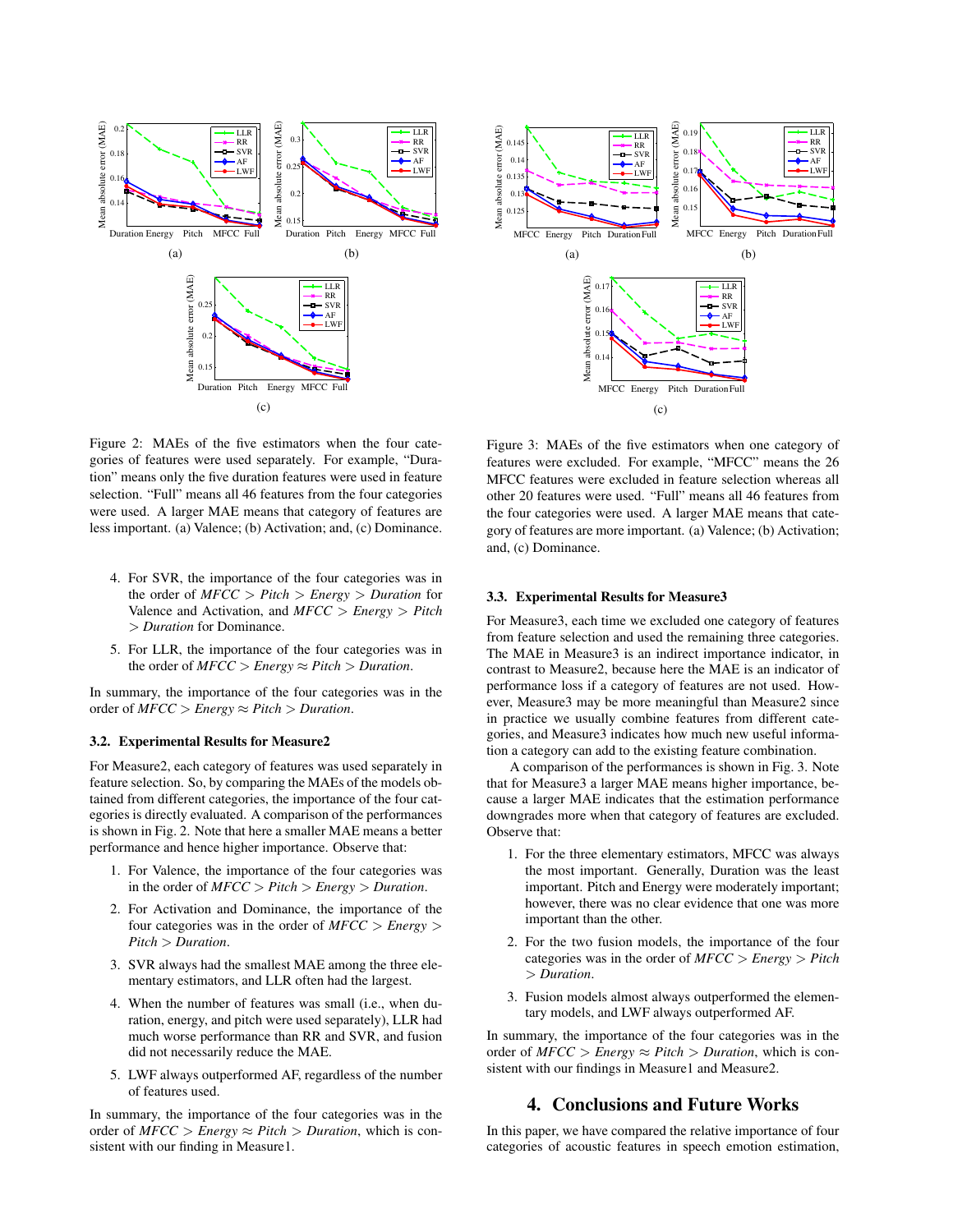Figure 2: MAEs of the five estimators when the four categories of features were used separately. For example, "Duration" means only the five duration features were used in feature selection. "Full" means all 46 features from the four categories were used. A larger MAE means that category of features are less important. (a) Valence; (b) Activation; and, (c) Dominance.

4. For SVR, the importance of the four categories was in the order of *MFCC* > *Pitch* > *Energy* > *Duration* for Valence and Activation, and *MFCC* > *Energy* > *Pitch* > *Duration* for Dominance.
5. For LLR, the importance of the four categories was in the order of *MFCC* > *Energy* ≈ *Pitch* > *Duration*.

In summary, the importance of the four categories was in the order of *MFCC* > *Energy* ≈ *Pitch* > *Duration*.

### 3.2. Experimental Results for Measure2

For Measure2, each category of features was used separately in feature selection. So, by comparing the MAEs of the models obtained from different categories, the importance of the four categories is directly evaluated. A comparison of the performances is shown in Fig. 2. Note that here a smaller MAE means a better performance and hence higher importance. Observe that:

1. For Valence, the importance of the four categories was in the order of *MFCC* > *Pitch* > *Energy* > *Duration*.
2. For Activation and Dominance, the importance of the four categories was in the order of *MFCC* > *Energy* > *Pitch* > *Duration*.
3. SVR always had the smallest MAE among the three elementary estimators, and LLR often had the largest.
4. When the number of features was small (i.e., when duration, energy, and pitch were used separately), LLR had much worse performance than RR and SVR, and fusion did not necessarily reduce the MAE.
5. LWF always outperformed AF, regardless of the number of features used.

In summary, the importance of the four categories was in the order of *MFCC* > *Energy* ≈ *Pitch* > *Duration*, which is consistent with our finding in Measure1.

Figure 3: MAEs of the five estimators when one category of features were excluded. For example, "MFCC" means the 26 MFCC features were excluded in feature selection whereas all other 20 features were used. "Full" means all 46 features from the four categories were used. A larger MAE means that category of features are more important. (a) Valence; (b) Activation; and, (c) Dominance.

### 3.3. Experimental Results for Measure3

For Measure3, each time we excluded one category of features from feature selection and used the remaining three categories. The MAE in Measure3 is an indirect importance indicator, in contrast to Measure2, because here the MAE is an indicator of performance loss if a category of features are not used. However, Measure3 may be more meaningful than Measure2 since in practice we usually combine features from different categories, and Measure3 indicates how much new useful information a category can add to the existing feature combination.

A comparison of the performances is shown in Fig. 3. Note that for Measure3 a larger MAE means higher importance, because a larger MAE indicates that the estimation performance downgrades more when that category of features are excluded. Observe that:

1. For the three elementary estimators, MFCC was always the most important. Generally, Duration was the least important. Pitch and Energy were moderately important; however, there was no clear evidence that one was more important than the other.
2. For the two fusion models, the importance of the four categories was in the order of *MFCC* > *Energy* > *Pitch* > *Duration*.
3. Fusion models almost always outperformed the elementary models, and LWF always outperformed AF.

In summary, the importance of the four categories was in the order of *MFCC* > *Energy* ≈ *Pitch* > *Duration*, which is consistent with our findings in Measure1 and Measure2.

## 4. Conclusions and Future Works

In this paper, we have compared the relative importance of four categories of acoustic features in speech emotion estimation,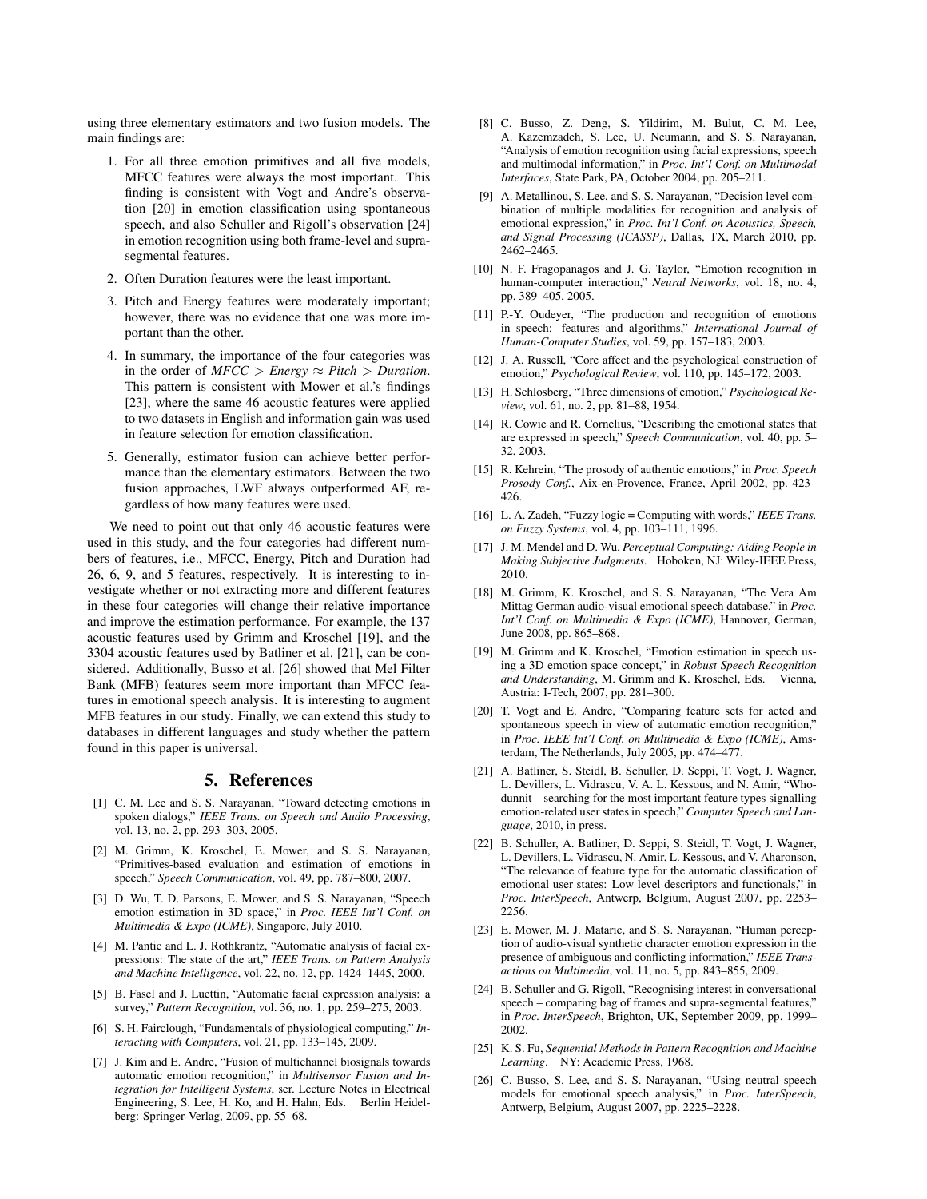using three elementary estimators and two fusion models. The main findings are:

1. For all three emotion primitives and all five models, MFCC features were always the most important. This finding is consistent with Vogt and Andre's observation [20] in emotion classification using spontaneous speech, and also Schuller and Rigoll's observation [24] in emotion recognition using both frame-level and supra-segmental features.
2. Often Duration features were the least important.
3. Pitch and Energy features were moderately important; however, there was no evidence that one was more important than the other.
4. In summary, the importance of the four categories was in the order of *MFCC > Energy ≈ Pitch > Duration*. This pattern is consistent with Mower et al.'s findings [23], where the same 46 acoustic features were applied to two datasets in English and information gain was used in feature selection for emotion classification.
5. Generally, estimator fusion can achieve better performance than the elementary estimators. Between the two fusion approaches, LWF always outperformed AF, regardless of how many features were used.

We need to point out that only 46 acoustic features were used in this study, and the four categories had different numbers of features, i.e., MFCC, Energy, Pitch and Duration had 26, 6, 9, and 5 features, respectively. It is interesting to investigate whether or not extracting more and different features in these four categories will change their relative importance and improve the estimation performance. For example, the 137 acoustic features used by Grimm and Kroschel [19], and the 3304 acoustic features used by Batliner et al. [21], can be considered. Additionally, Busso et al. [26] showed that Mel Filter Bank (MFB) features seem more important than MFCC features in emotional speech analysis. It is interesting to augment MFB features in our study. Finally, we can extend this study to databases in different languages and study whether the pattern found in this paper is universal.

## 5. References

[1] C. M. Lee and S. S. Narayanan, "Toward detecting emotions in spoken dialogs," *IEEE Trans. on Speech and Audio Processing*, vol. 13, no. 2, pp. 293–303, 2005.

[2] M. Grimm, K. Kroschel, E. Mower, and S. S. Narayanan, "Primitives-based evaluation and estimation of emotions in speech," *Speech Communication*, vol. 49, pp. 787–800, 2007.

[3] D. Wu, T. D. Parsons, E. Mower, and S. S. Narayanan, "Speech emotion estimation in 3D space," in *Proc. IEEE Int'l Conf. on Multimedia & Expo (ICME)*, Singapore, July 2010.

[4] M. Pantic and L. J. Rothkrantz, "Automatic analysis of facial expressions: The state of the art," *IEEE Trans. on Pattern Analysis and Machine Intelligence*, vol. 22, no. 12, pp. 1424–1445, 2000.

[5] B. Fasel and J. Luettin, "Automatic facial expression analysis: a survey," *Pattern Recognition*, vol. 36, no. 1, pp. 259–275, 2003.

[6] S. H. Fairclough, "Fundamentals of physiological computing," *Interacting with Computers*, vol. 21, pp. 133–145, 2009.

[7] J. Kim and E. Andre, "Fusion of multichannel biosignals towards automatic emotion recognition," in *Multisensor Fusion and Integration for Intelligent Systems*, ser. Lecture Notes in Electrical Engineering, S. Lee, H. Ko, and H. Hahn, Eds. Berlin Heidelberg: Springer-Verlag, 2009, pp. 55–68.

[8] C. Busso, Z. Deng, S. Yildirim, M. Bulut, C. M. Lee, A. Kazemzadeh, S. Lee, U. Neumann, and S. S. Narayanan, "Analysis of emotion recognition using facial expressions, speech and multimodal information," in *Proc. Int'l Conf. on Multimodal Interfaces*, State Park, PA, October 2004, pp. 205–211.

[9] A. Metallinou, S. Lee, and S. S. Narayanan, "Decision level combination of multiple modalities for recognition and analysis of emotional expression," in *Proc. Int'l Conf. on Acoustics, Speech, and Signal Processing (ICASSP)*, Dallas, TX, March 2010, pp. 2462–2465.

[10] N. F. Fragopanagos and J. G. Taylor, "Emotion recognition in human-computer interaction," *Neural Networks*, vol. 18, no. 4, pp. 389–405, 2005.

[11] P.-Y. Oudeyer, "The production and recognition of emotions in speech: features and algorithms," *International Journal of Human-Computer Studies*, vol. 59, pp. 157–183, 2003.

[12] J. A. Russell, "Core affect and the psychological construction of emotion," *Psychological Review*, vol. 110, pp. 145–172, 2003.

[13] H. Schlosberg, "Three dimensions of emotion," *Psychological Review*, vol. 61, no. 2, pp. 81–88, 1954.

[14] R. Cowie and R. Cornelius, "Describing the emotional states that are expressed in speech," *Speech Communication*, vol. 40, pp. 5–32, 2003.

[15] R. Kehrein, "The prosody of authentic emotions," in *Proc. Speech Prosody Conf.*, Aix-en-Provence, France, April 2002, pp. 423–426.

[16] L. A. Zadeh, "Fuzzy logic = Computing with words," *IEEE Trans. on Fuzzy Systems*, vol. 4, pp. 103–111, 1996.

[17] J. M. Mendel and D. Wu, *Perceptual Computing: Aiding People in Making Subjective Judgments*. Hoboken, NJ: Wiley-IEEE Press, 2010.

[18] M. Grimm, K. Kroschel, and S. S. Narayanan, "The Vera Am Mittag German audio-visual emotional speech database," in *Proc. Int'l Conf. on Multimedia & Expo (ICME)*, Hannover, German, June 2008, pp. 865–868.

[19] M. Grimm and K. Kroschel, "Emotion estimation in speech using a 3D emotion space concept," in *Robust Speech Recognition and Understanding*, M. Grimm and K. Kroschel, Eds. Vienna, Austria: I-Tech, 2007, pp. 281–300.

[20] T. Vogt and E. Andre, "Comparing feature sets for acted and spontaneous speech in view of automatic emotion recognition," in *Proc. IEEE Int'l Conf. on Multimedia & Expo (ICME)*, Amsterdam, The Netherlands, July 2005, pp. 474–477.

[21] A. Batliner, S. Steidl, B. Schuller, D. Seppi, T. Vogt, J. Wagner, L. Devillers, L. Vidrascu, V. A. L. Kessous, and N. Amir, "Whodunnit – searching for the most important feature types signalling emotion-related user states in speech," *Computer Speech and Language*, 2010, in press.

[22] B. Schuller, A. Batliner, D. Seppi, S. Steidl, T. Vogt, J. Wagner, L. Devillers, L. Vidrascu, N. Amir, L. Kessous, and V. Aharonson, "The relevance of feature type for the automatic classification of emotional user states: Low level descriptors and functionals," in *Proc. InterSpeech*, Antwerp, Belgium, August 2007, pp. 2253–2256.

[23] E. Mower, M. J. Mataric, and S. S. Narayanan, "Human perception of audio-visual synthetic character emotion expression in the presence of ambiguous and conflicting information," *IEEE Transactions on Multimedia*, vol. 11, no. 5, pp. 843–855, 2009.

[24] B. Schuller and G. Rigoll, "Recognising interest in conversational speech – comparing bag of frames and supra-segmental features," in *Proc. InterSpeech*, Brighton, UK, September 2009, pp. 1999–2002.

[25] K. S. Fu, *Sequential Methods in Pattern Recognition and Machine Learning*. NY: Academic Press, 1968.

[26] C. Busso, S. Lee, and S. S. Narayanan, "Using neutral speech models for emotional speech analysis," in *Proc. InterSpeech*, Antwerp, Belgium, August 2007, pp. 2225–2228.